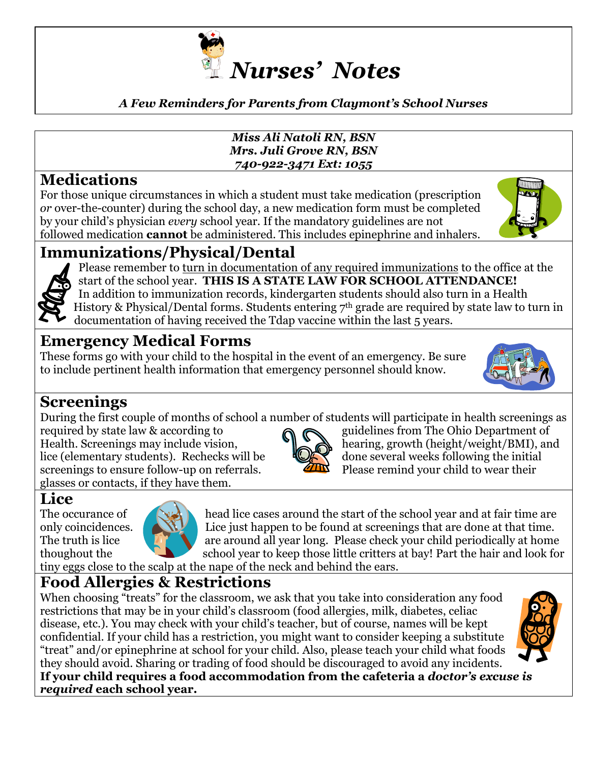# *Nurses' Notes*

***A Few Reminders for Parents from Claymont's School Nurses***

***Miss Ali Natoli RN, BSN***
***Mrs. Juli Grove RN, BSN***
***740-922-3471 Ext: 1055***

## Medications

For those unique circumstances in which a student must take medication (prescription *or* over-the-counter) during the school day, a new medication form must be completed by your child's physician *every* school year. If the mandatory guidelines are not followed medication **cannot** be administered. This includes epinephrine and inhalers.

## Immunizations/Physical/Dental

Please remember to turn in documentation of any required immunizations to the office at the start of the school year. **THIS IS A STATE LAW FOR SCHOOL ATTENDANCE!** In addition to immunization records, kindergarten students should also turn in a Health History & Physical/Dental forms. Students entering 7th grade are required by state law to turn in documentation of having received the Tdap vaccine within the last 5 years.

## Emergency Medical Forms

These forms go with your child to the hospital in the event of an emergency. Be sure to include pertinent health information that emergency personnel should know.

## Screenings

During the first couple of months of school a number of students will participate in health screenings as required by state law & according to guidelines from The Ohio Department of Health. Screenings may include vision, hearing, growth (height/weight/BMI), and lice (elementary students). Rechecks will be done several weeks following the initial screenings to ensure follow-up on referrals. Please remind your child to wear their glasses or contacts, if they have them.

## Lice

The occurance of head lice cases around the start of the school year and at fair time are only coincidences. Lice just happen to be found at screenings that are done at that time. The truth is lice are around all year long. Please check your child periodically at home thoughout the school year to keep those little critters at bay! Part the hair and look for tiny eggs close to the scalp at the nape of the neck and behind the ears.

## Food Allergies & Restrictions

When choosing "treats" for the classroom, we ask that you take into consideration any food restrictions that may be in your child's classroom (food allergies, milk, diabetes, celiac disease, etc.). You may check with your child's teacher, but of course, names will be kept confidential. If your child has a restriction, you might want to consider keeping a substitute "treat" and/or epinephrine at school for your child. Also, please teach your child what foods they should avoid. Sharing or trading of food should be discouraged to avoid any incidents.

**If your child requires a food accommodation from the cafeteria a *doctor's excuse is required* each school year.**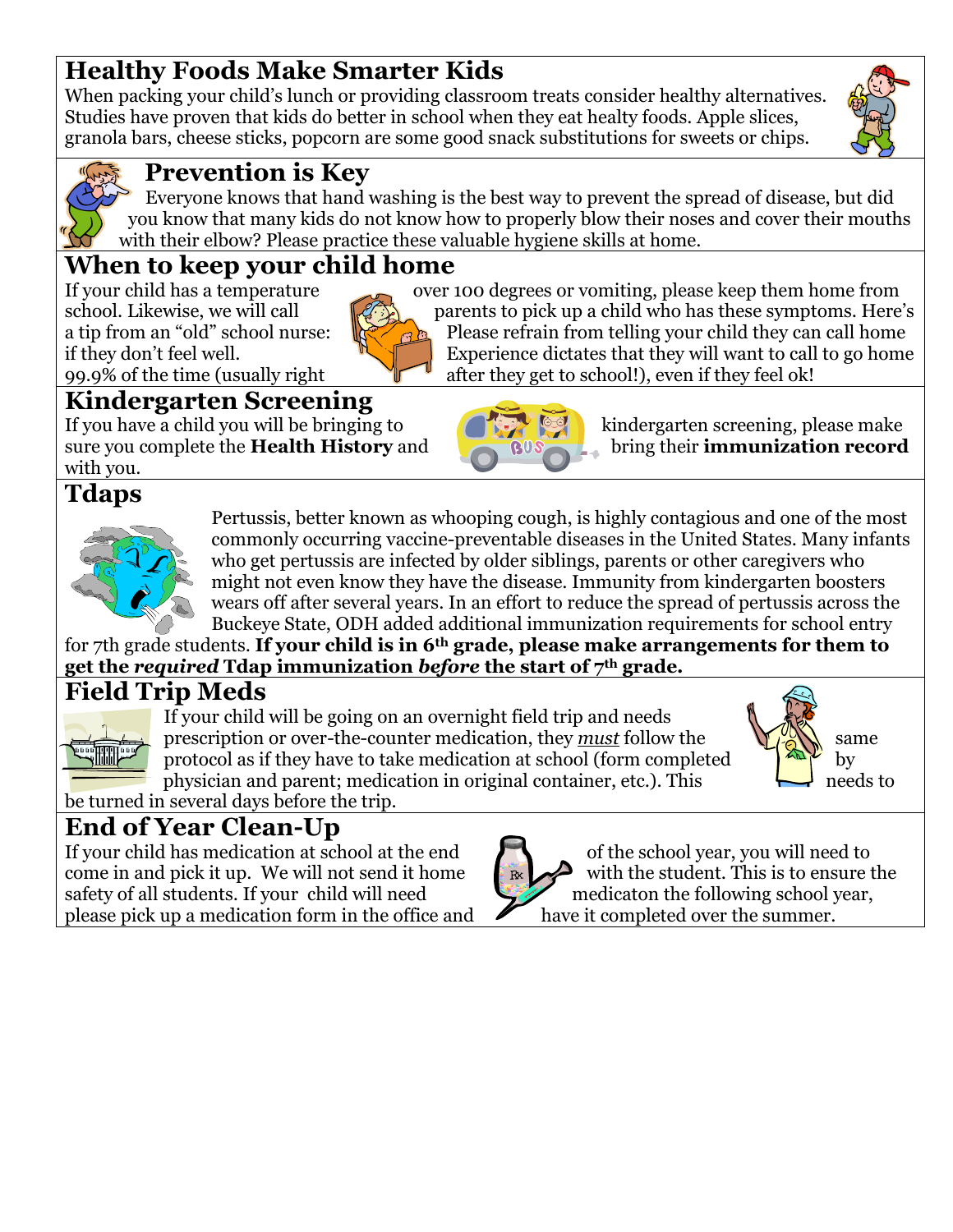## Healthy Foods Make Smarter Kids

When packing your child's lunch or providing classroom treats consider healthy alternatives. Studies have proven that kids do better in school when they eat healty foods. Apple slices, granola bars, cheese sticks, popcorn are some good snack substitutions for sweets or chips.

## Prevention is Key

Everyone knows that hand washing is the best way to prevent the spread of disease, but did you know that many kids do not know how to properly blow their noses and cover their mouths with their elbow? Please practice these valuable hygiene skills at home.

## When to keep your child home

If your child has a temperature over 100 degrees or vomiting, please keep them home from school. Likewise, we will call parents to pick up a child who has these symptoms. Here's a tip from an "old" school nurse: Please refrain from telling your child they can call home if they don't feel well. Experience dictates that they will want to call to go home 99.9% of the time (usually right after they get to school!), even if they feel ok!

## Kindergarten Screening

If you have a child you will be bringing to kindergarten screening, please make sure you complete the **Health History** and bring their **immunization record** with you.

## Tdaps

Pertussis, better known as whooping cough, is highly contagious and one of the most commonly occurring vaccine-preventable diseases in the United States. Many infants who get pertussis are infected by older siblings, parents or other caregivers who might not even know they have the disease. Immunity from kindergarten boosters wears off after several years. In an effort to reduce the spread of pertussis across the Buckeye State, ODH added additional immunization requirements for school entry for 7th grade students. **If your child is in 6th grade, please make arrangements for them to get the *required* Tdap immunization *before* the start of 7th grade.**

## Field Trip Meds

If your child will be going on an overnight field trip and needs prescription or over-the-counter medication, they *must* follow the same protocol as if they have to take medication at school (form completed by physician and parent; medication in original container, etc.). This needs to be turned in several days before the trip.

## End of Year Clean-Up

If your child has medication at school at the end of the school year, you will need to come in and pick it up. We will not send it home with the student. This is to ensure the safety of all students. If your child will need medicaton the following school year, please pick up a medication form in the office and have it completed over the summer.